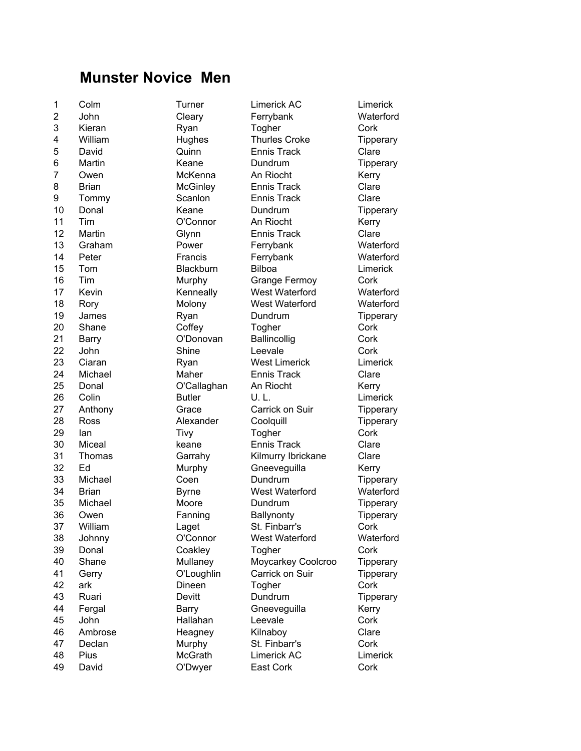## Munster Novice Men

| | | | | |
|---|---|---|---|---|
| 1 | Colm | Turner | Limerick AC | Limerick |
| 2 | John | Cleary | Ferrybank | Waterford |
| 3 | Kieran | Ryan | Togher | Cork |
| 4 | William | Hughes | Thurles Croke | Tipperary |
| 5 | David | Quinn | Ennis Track | Clare |
| 6 | Martin | Keane | Dundrum | Tipperary |
| 7 | Owen | McKenna | An Riocht | Kerry |
| 8 | Brian | McGinley | Ennis Track | Clare |
| 9 | Tommy | Scanlon | Ennis Track | Clare |
| 10 | Donal | Keane | Dundrum | Tipperary |
| 11 | Tim | O'Connor | An Riocht | Kerry |
| 12 | Martin | Glynn | Ennis Track | Clare |
| 13 | Graham | Power | Ferrybank | Waterford |
| 14 | Peter | Francis | Ferrybank | Waterford |
| 15 | Tom | Blackburn | Bilboa | Limerick |
| 16 | Tim | Murphy | Grange Fermoy | Cork |
| 17 | Kevin | Kenneally | West Waterford | Waterford |
| 18 | Rory | Molony | West Waterford | Waterford |
| 19 | James | Ryan | Dundrum | Tipperary |
| 20 | Shane | Coffey | Togher | Cork |
| 21 | Barry | O'Donovan | Ballincollig | Cork |
| 22 | John | Shine | Leevale | Cork |
| 23 | Ciaran | Ryan | West Limerick | Limerick |
| 24 | Michael | Maher | Ennis Track | Clare |
| 25 | Donal | O'Callaghan | An Riocht | Kerry |
| 26 | Colin | Butler | U. L. | Limerick |
| 27 | Anthony | Grace | Carrick on Suir | Tipperary |
| 28 | Ross | Alexander | Coolquill | Tipperary |
| 29 | Ian | Tivy | Togher | Cork |
| 30 | Miceal | keane | Ennis Track | Clare |
| 31 | Thomas | Garrahy | Kilmurry Ibrickane | Clare |
| 32 | Ed | Murphy | Gneeveguilla | Kerry |
| 33 | Michael | Coen | Dundrum | Tipperary |
| 34 | Brian | Byrne | West Waterford | Waterford |
| 35 | Michael | Moore | Dundrum | Tipperary |
| 36 | Owen | Fanning | Ballynonty | Tipperary |
| 37 | William | Laget | St. Finbarr's | Cork |
| 38 | Johnny | O'Connor | West Waterford | Waterford |
| 39 | Donal | Coakley | Togher | Cork |
| 40 | Shane | Mullaney | Moycarkey Coolcroo | Tipperary |
| 41 | Gerry | O'Loughlin | Carrick on Suir | Tipperary |
| 42 | ark | Dineen | Togher | Cork |
| 43 | Ruari | Devitt | Dundrum | Tipperary |
| 44 | Fergal | Barry | Gneeveguilla | Kerry |
| 45 | John | Hallahan | Leevale | Cork |
| 46 | Ambrose | Heagney | Kilnaboy | Clare |
| 47 | Declan | Murphy | St. Finbarr's | Cork |
| 48 | Pius | McGrath | Limerick AC | Limerick |
| 49 | David | O'Dwyer | East Cork | Cork |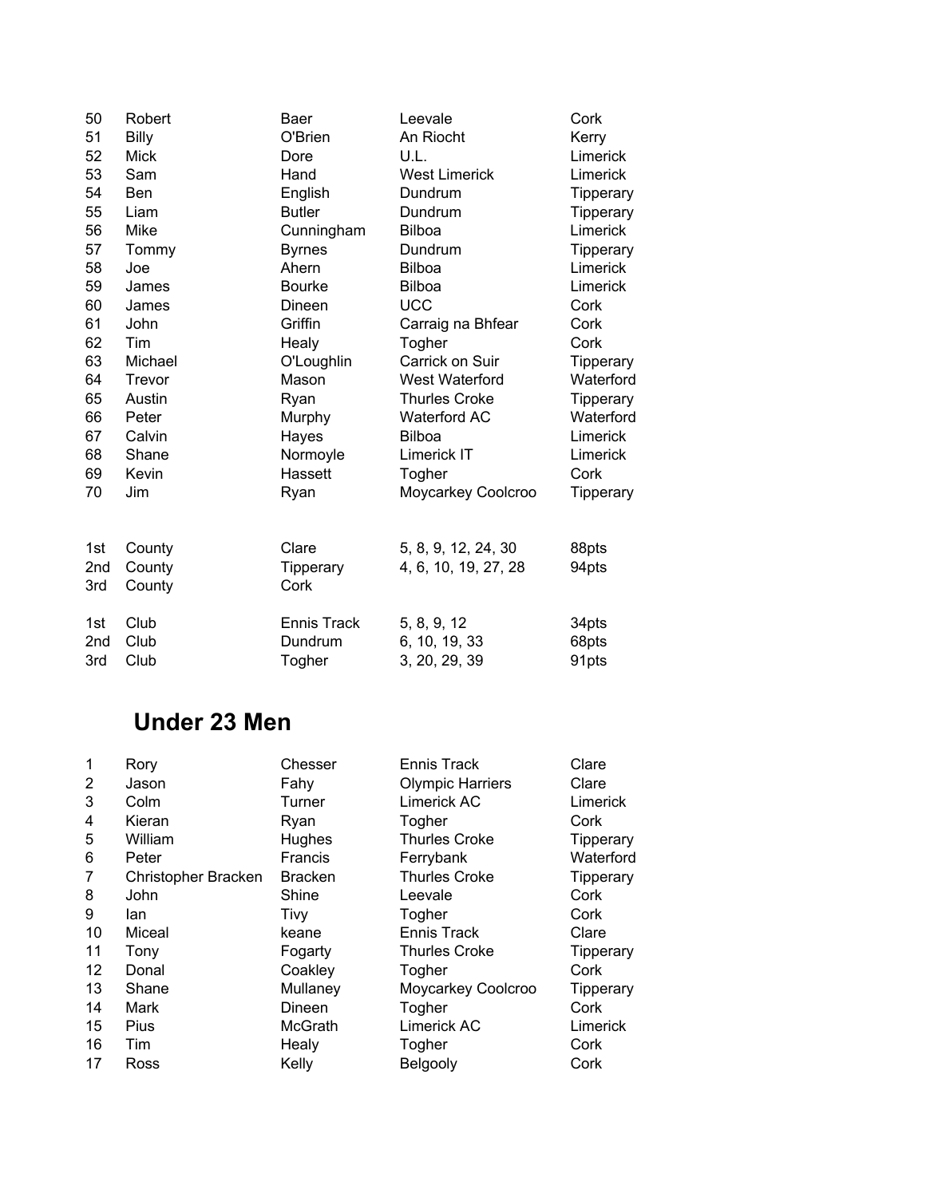| | | | | |
|---|---|---|---|---|
| 50 | Robert | Baer | Leevale | Cork |
| 51 | Billy | O'Brien | An Riocht | Kerry |
| 52 | Mick | Dore | U.L. | Limerick |
| 53 | Sam | Hand | West Limerick | Limerick |
| 54 | Ben | English | Dundrum | Tipperary |
| 55 | Liam | Butler | Dundrum | Tipperary |
| 56 | Mike | Cunningham | Bilboa | Limerick |
| 57 | Tommy | Byrnes | Dundrum | Tipperary |
| 58 | Joe | Ahern | Bilboa | Limerick |
| 59 | James | Bourke | Bilboa | Limerick |
| 60 | James | Dineen | UCC | Cork |
| 61 | John | Griffin | Carraig na Bhfear | Cork |
| 62 | Tim | Healy | Togher | Cork |
| 63 | Michael | O'Loughlin | Carrick on Suir | Tipperary |
| 64 | Trevor | Mason | West Waterford | Waterford |
| 65 | Austin | Ryan | Thurles Croke | Tipperary |
| 66 | Peter | Murphy | Waterford AC | Waterford |
| 67 | Calvin | Hayes | Bilboa | Limerick |
| 68 | Shane | Normoyle | Limerick IT | Limerick |
| 69 | Kevin | Hassett | Togher | Cork |
| 70 | Jim | Ryan | Moycarkey Coolcroo | Tipperary |

| | | | | |
|---|---|---|---|---|
| 1st | County | Clare | 5, 8, 9, 12, 24, 30 | 88pts |
| 2nd | County | Tipperary | 4, 6, 10, 19, 27, 28 | 94pts |
| 3rd | County | Cork | | |

| | | | | |
|---|---|---|---|---|
| 1st | Club | Ennis Track | 5, 8, 9, 12 | 34pts |
| 2nd | Club | Dundrum | 6, 10, 19, 33 | 68pts |
| 3rd | Club | Togher | 3, 20, 29, 39 | 91pts |

## Under 23 Men

| | | | | |
|---|---|---|---|---|
| 1 | Rory | Chesser | Ennis Track | Clare |
| 2 | Jason | Fahy | Olympic Harriers | Clare |
| 3 | Colm | Turner | Limerick AC | Limerick |
| 4 | Kieran | Ryan | Togher | Cork |
| 5 | William | Hughes | Thurles Croke | Tipperary |
| 6 | Peter | Francis | Ferrybank | Waterford |
| 7 | Christopher Bracken | Bracken | Thurles Croke | Tipperary |
| 8 | John | Shine | Leevale | Cork |
| 9 | Ian | Tivy | Togher | Cork |
| 10 | Miceal | keane | Ennis Track | Clare |
| 11 | Tony | Fogarty | Thurles Croke | Tipperary |
| 12 | Donal | Coakley | Togher | Cork |
| 13 | Shane | Mullaney | Moycarkey Coolcroo | Tipperary |
| 14 | Mark | Dineen | Togher | Cork |
| 15 | Pius | McGrath | Limerick AC | Limerick |
| 16 | Tim | Healy | Togher | Cork |
| 17 | Ross | Kelly | Belgooly | Cork |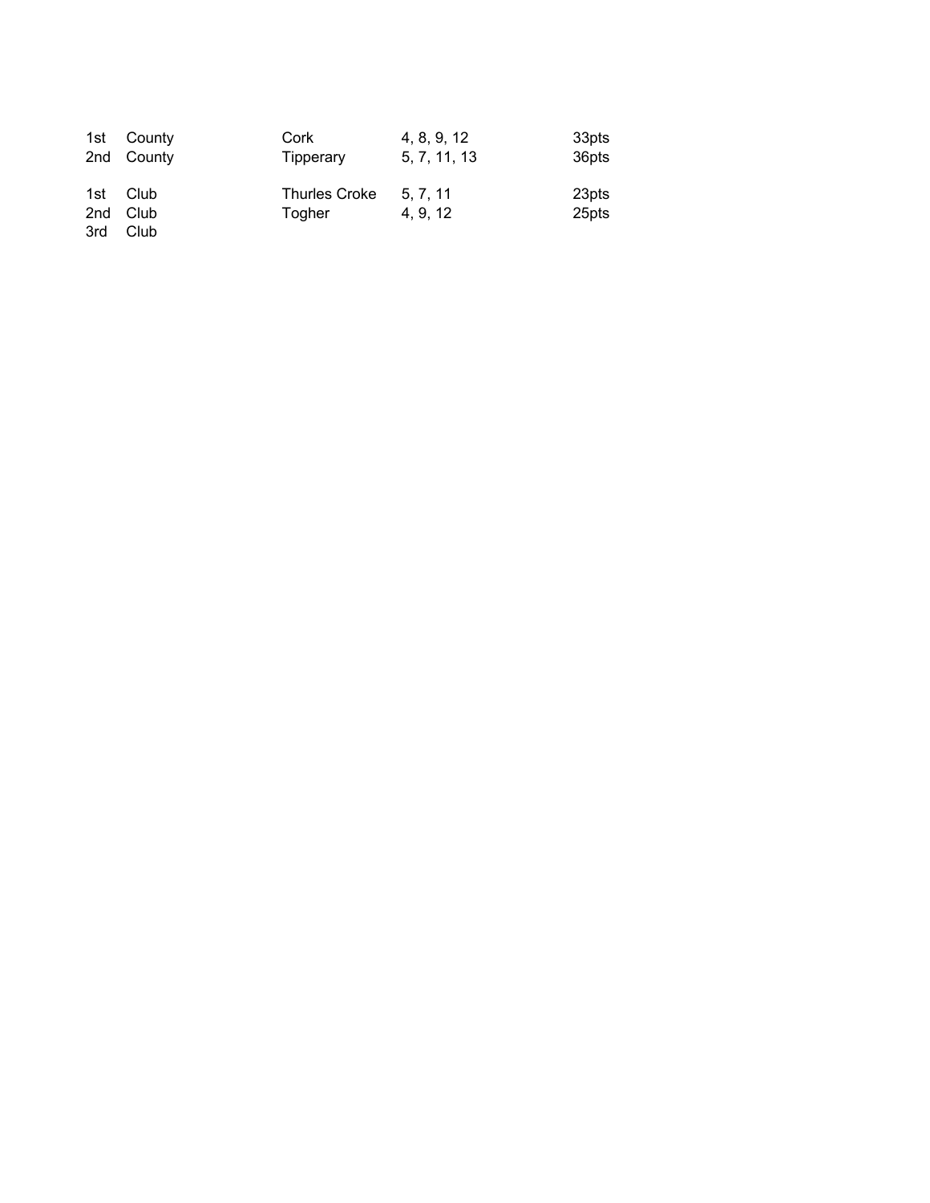| | | | | |
|---|---|---|---|---|
| 1st | County | Cork | 4, 8, 9, 12 | 33pts |
| 2nd | County | Tipperary | 5, 7, 11, 13 | 36pts |
| | | | | |
| 1st | Club | Thurles Croke | 5, 7, 11 | 23pts |
| 2nd | Club | Togher | 4, 9, 12 | 25pts |
| 3rd | Club | | | |